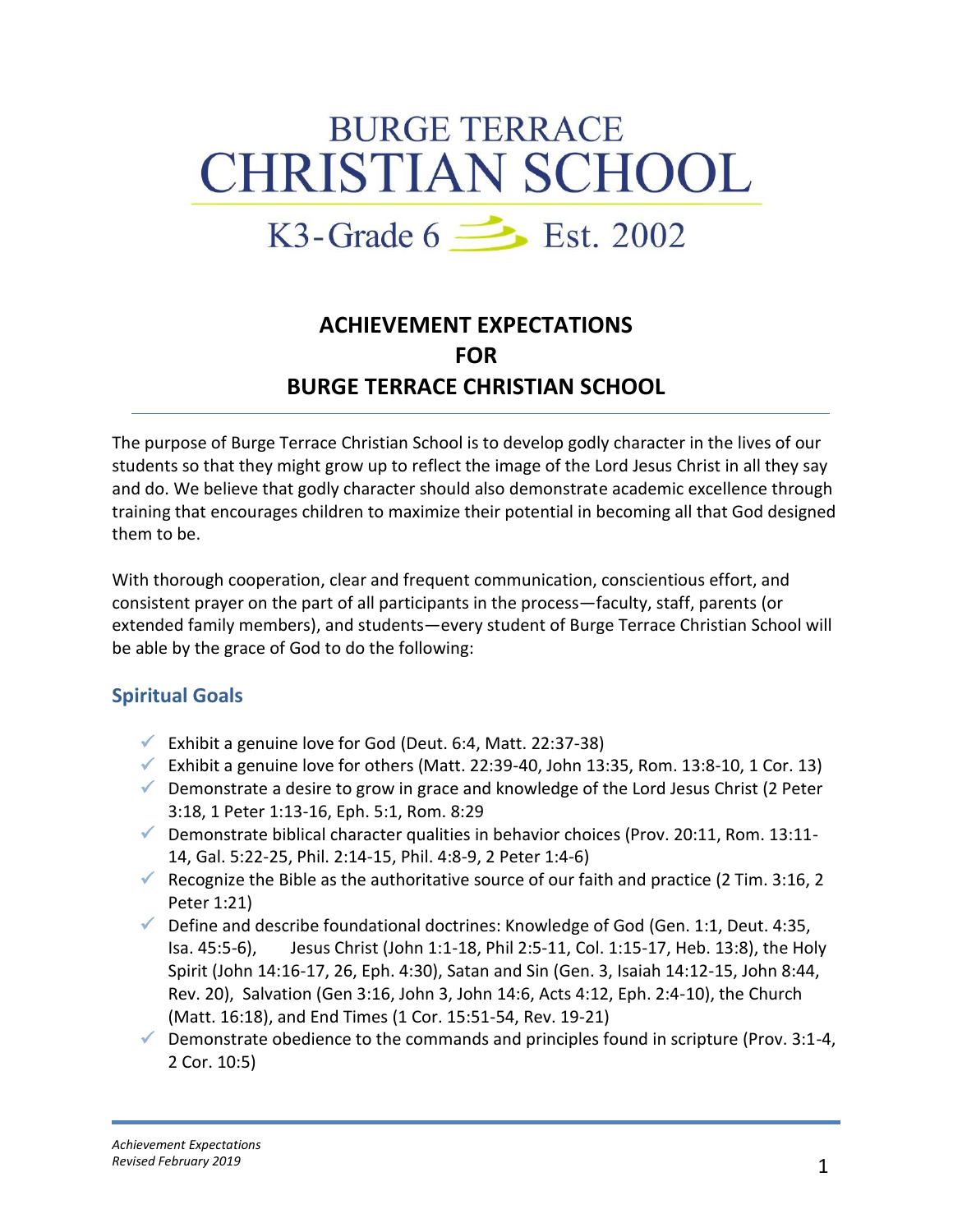# BURGE TERRACE CHRISTIAN SCHOOL

K3-Grade 6 Est. 2002

## ACHIEVEMENT EXPECTATIONS FOR BURGE TERRACE CHRISTIAN SCHOOL

The purpose of Burge Terrace Christian School is to develop godly character in the lives of our students so that they might grow up to reflect the image of the Lord Jesus Christ in all they say and do. We believe that godly character should also demonstrate academic excellence through training that encourages children to maximize their potential in becoming all that God designed them to be.

With thorough cooperation, clear and frequent communication, conscientious effort, and consistent prayer on the part of all participants in the process—faculty, staff, parents (or extended family members), and students—every student of Burge Terrace Christian School will be able by the grace of God to do the following:

### Spiritual Goals

- ✓ Exhibit a genuine love for God (Deut. 6:4, Matt. 22:37-38)
- ✓ Exhibit a genuine love for others (Matt. 22:39-40, John 13:35, Rom. 13:8-10, 1 Cor. 13)
- ✓ Demonstrate a desire to grow in grace and knowledge of the Lord Jesus Christ (2 Peter 3:18, 1 Peter 1:13-16, Eph. 5:1, Rom. 8:29
- ✓ Demonstrate biblical character qualities in behavior choices (Prov. 20:11, Rom. 13:11-14, Gal. 5:22-25, Phil. 2:14-15, Phil. 4:8-9, 2 Peter 1:4-6)
- ✓ Recognize the Bible as the authoritative source of our faith and practice (2 Tim. 3:16, 2 Peter 1:21)
- ✓ Define and describe foundational doctrines: Knowledge of God (Gen. 1:1, Deut. 4:35, Isa. 45:5-6), Jesus Christ (John 1:1-18, Phil 2:5-11, Col. 1:15-17, Heb. 13:8), the Holy Spirit (John 14:16-17, 26, Eph. 4:30), Satan and Sin (Gen. 3, Isaiah 14:12-15, John 8:44, Rev. 20), Salvation (Gen 3:16, John 3, John 14:6, Acts 4:12, Eph. 2:4-10), the Church (Matt. 16:18), and End Times (1 Cor. 15:51-54, Rev. 19-21)
- ✓ Demonstrate obedience to the commands and principles found in scripture (Prov. 3:1-4, 2 Cor. 10:5)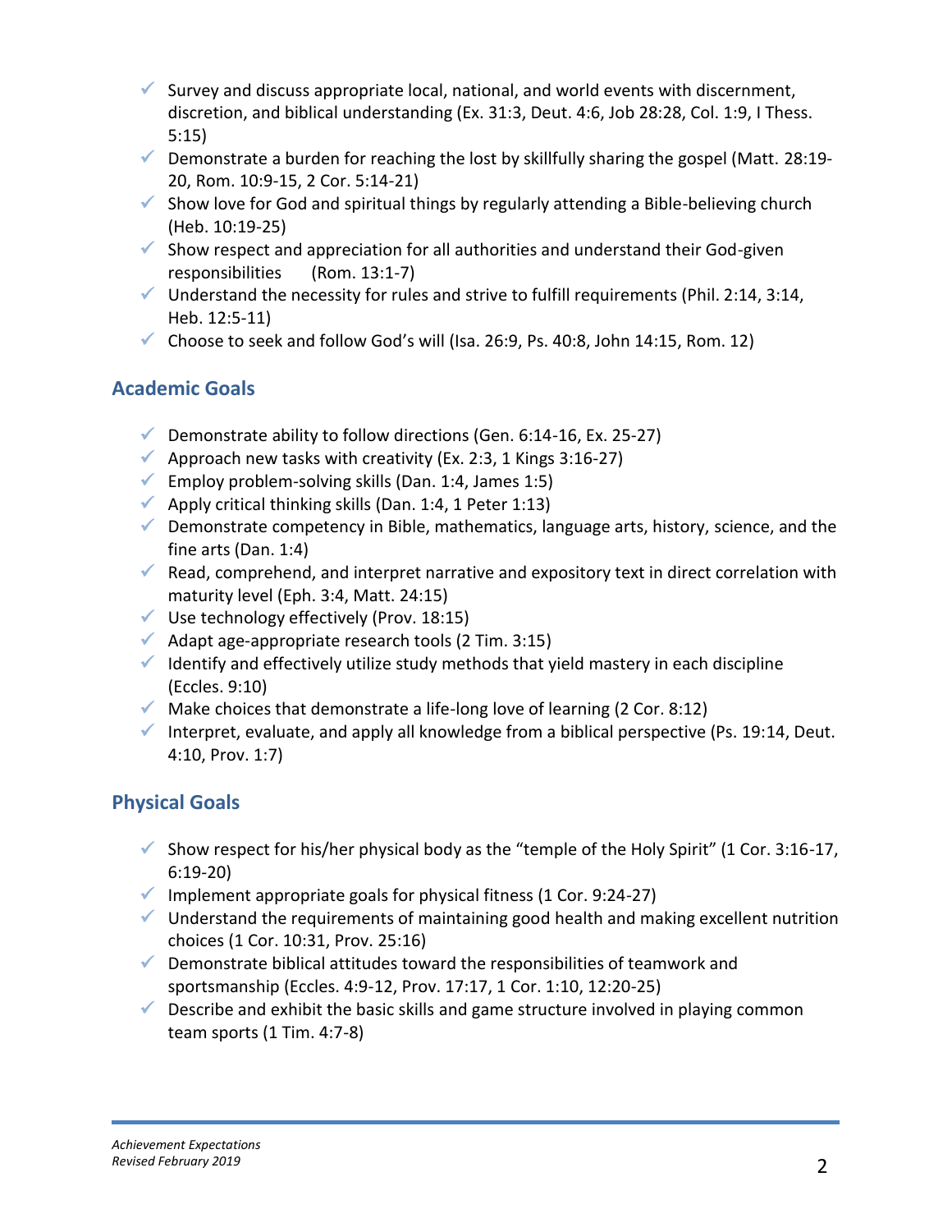- ✓ Survey and discuss appropriate local, national, and world events with discernment, discretion, and biblical understanding (Ex. 31:3, Deut. 4:6, Job 28:28, Col. 1:9, I Thess. 5:15)
- ✓ Demonstrate a burden for reaching the lost by skillfully sharing the gospel (Matt. 28:19-20, Rom. 10:9-15, 2 Cor. 5:14-21)
- ✓ Show love for God and spiritual things by regularly attending a Bible-believing church (Heb. 10:19-25)
- ✓ Show respect and appreciation for all authorities and understand their God-given responsibilities (Rom. 13:1-7)
- ✓ Understand the necessity for rules and strive to fulfill requirements (Phil. 2:14, 3:14, Heb. 12:5-11)
- ✓ Choose to seek and follow God's will (Isa. 26:9, Ps. 40:8, John 14:15, Rom. 12)

## Academic Goals

- ✓ Demonstrate ability to follow directions (Gen. 6:14-16, Ex. 25-27)
- ✓ Approach new tasks with creativity (Ex. 2:3, 1 Kings 3:16-27)
- ✓ Employ problem-solving skills (Dan. 1:4, James 1:5)
- ✓ Apply critical thinking skills (Dan. 1:4, 1 Peter 1:13)
- ✓ Demonstrate competency in Bible, mathematics, language arts, history, science, and the fine arts (Dan. 1:4)
- ✓ Read, comprehend, and interpret narrative and expository text in direct correlation with maturity level (Eph. 3:4, Matt. 24:15)
- ✓ Use technology effectively (Prov. 18:15)
- ✓ Adapt age-appropriate research tools (2 Tim. 3:15)
- ✓ Identify and effectively utilize study methods that yield mastery in each discipline (Eccles. 9:10)
- ✓ Make choices that demonstrate a life-long love of learning (2 Cor. 8:12)
- ✓ Interpret, evaluate, and apply all knowledge from a biblical perspective (Ps. 19:14, Deut. 4:10, Prov. 1:7)

## Physical Goals

- ✓ Show respect for his/her physical body as the "temple of the Holy Spirit" (1 Cor. 3:16-17, 6:19-20)
- ✓ Implement appropriate goals for physical fitness (1 Cor. 9:24-27)
- ✓ Understand the requirements of maintaining good health and making excellent nutrition choices (1 Cor. 10:31, Prov. 25:16)
- ✓ Demonstrate biblical attitudes toward the responsibilities of teamwork and sportsmanship (Eccles. 4:9-12, Prov. 17:17, 1 Cor. 1:10, 12:20-25)
- ✓ Describe and exhibit the basic skills and game structure involved in playing common team sports (1 Tim. 4:7-8)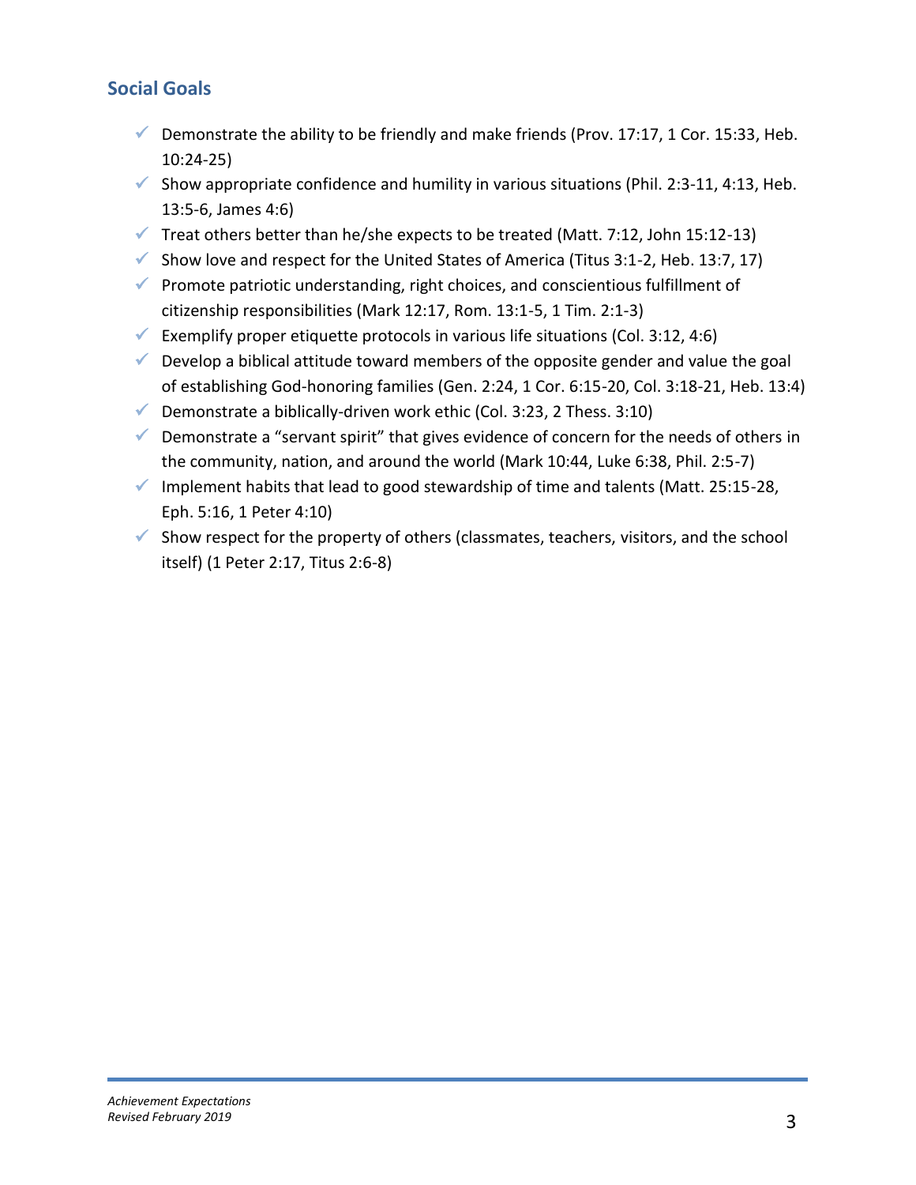## Social Goals

- Demonstrate the ability to be friendly and make friends (Prov. 17:17, 1 Cor. 15:33, Heb. 10:24-25)
- Show appropriate confidence and humility in various situations (Phil. 2:3-11, 4:13, Heb. 13:5-6, James 4:6)
- Treat others better than he/she expects to be treated (Matt. 7:12, John 15:12-13)
- Show love and respect for the United States of America (Titus 3:1-2, Heb. 13:7, 17)
- Promote patriotic understanding, right choices, and conscientious fulfillment of citizenship responsibilities (Mark 12:17, Rom. 13:1-5, 1 Tim. 2:1-3)
- Exemplify proper etiquette protocols in various life situations (Col. 3:12, 4:6)
- Develop a biblical attitude toward members of the opposite gender and value the goal of establishing God-honoring families (Gen. 2:24, 1 Cor. 6:15-20, Col. 3:18-21, Heb. 13:4)
- Demonstrate a biblically-driven work ethic (Col. 3:23, 2 Thess. 3:10)
- Demonstrate a "servant spirit" that gives evidence of concern for the needs of others in the community, nation, and around the world (Mark 10:44, Luke 6:38, Phil. 2:5-7)
- Implement habits that lead to good stewardship of time and talents (Matt. 25:15-28, Eph. 5:16, 1 Peter 4:10)
- Show respect for the property of others (classmates, teachers, visitors, and the school itself) (1 Peter 2:17, Titus 2:6-8)